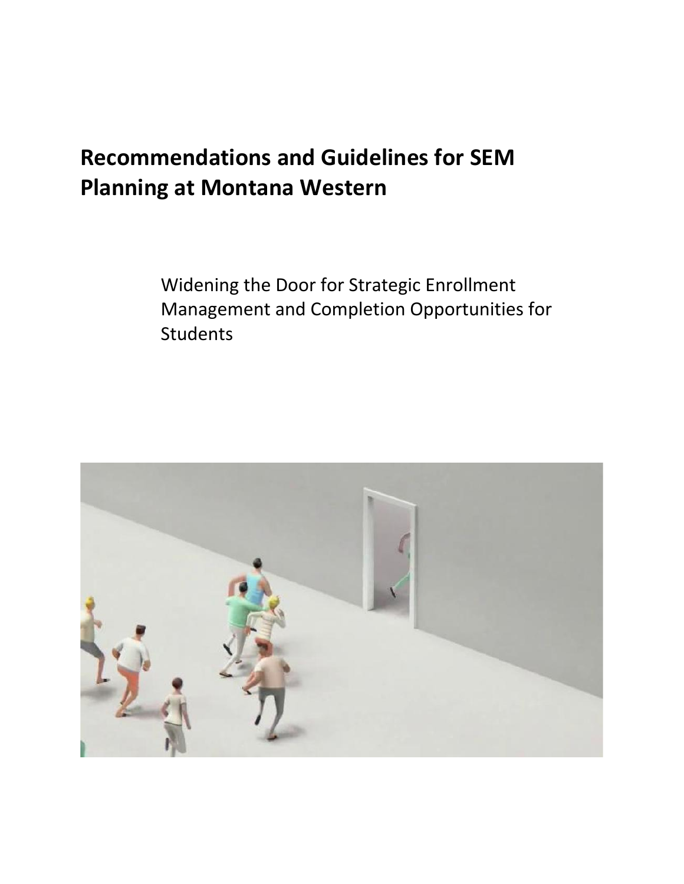# Recommendations and Guidelines for SEM Planning at Montana Western

Widening the Door for Strategic Enrollment Management and Completion Opportunities for Students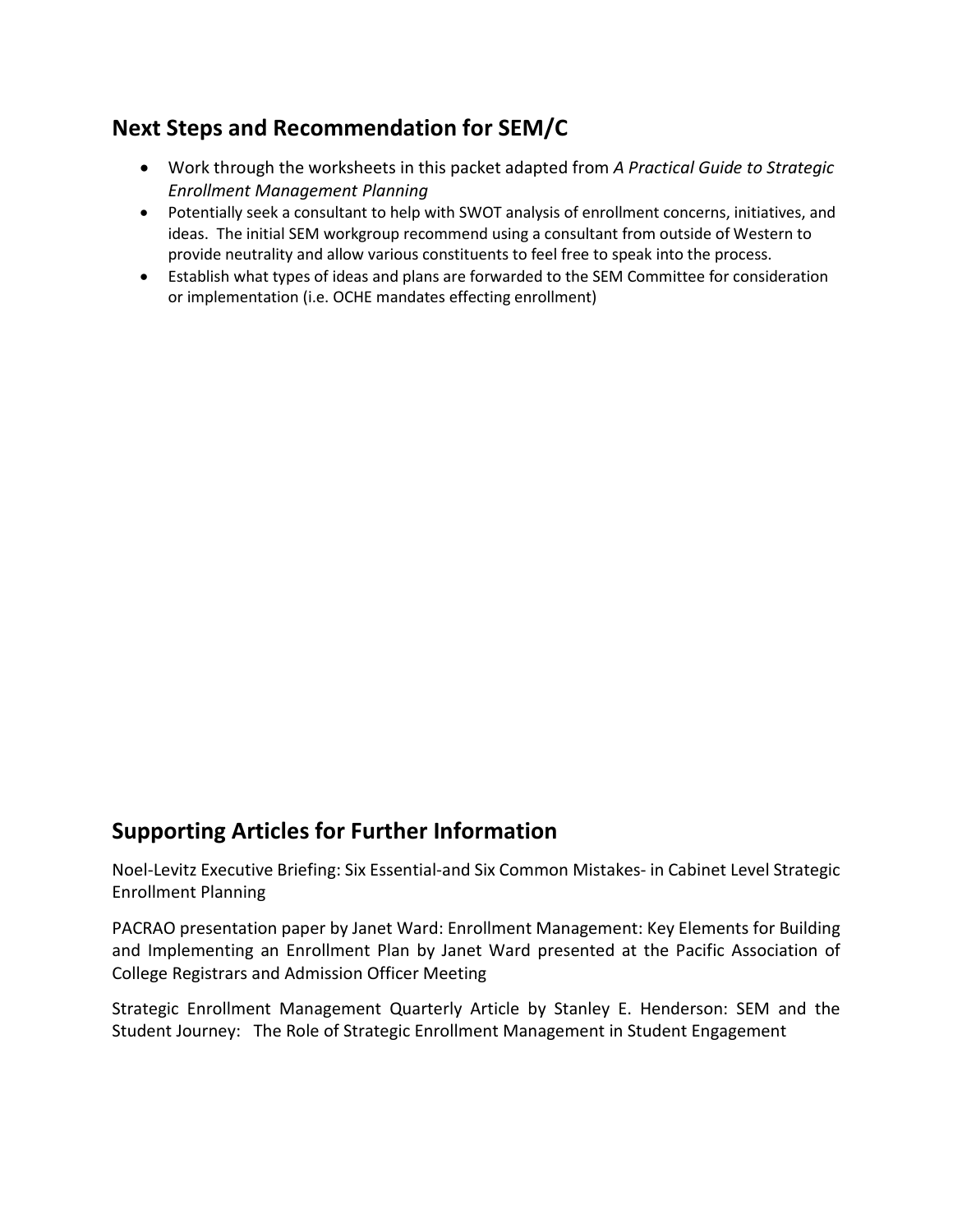## Next Steps and Recommendation for SEM/C

- Work through the worksheets in this packet adapted from *A Practical Guide to Strategic Enrollment Management Planning*
- Potentially seek a consultant to help with SWOT analysis of enrollment concerns, initiatives, and ideas. The initial SEM workgroup recommend using a consultant from outside of Western to provide neutrality and allow various constituents to feel free to speak into the process.
- Establish what types of ideas and plans are forwarded to the SEM Committee for consideration or implementation (i.e. OCHE mandates effecting enrollment)

## Supporting Articles for Further Information

Noel-Levitz Executive Briefing: Six Essential-and Six Common Mistakes- in Cabinet Level Strategic Enrollment Planning

PACRAO presentation paper by Janet Ward: Enrollment Management: Key Elements for Building and Implementing an Enrollment Plan by Janet Ward presented at the Pacific Association of College Registrars and Admission Officer Meeting

Strategic Enrollment Management Quarterly Article by Stanley E. Henderson: SEM and the Student Journey: The Role of Strategic Enrollment Management in Student Engagement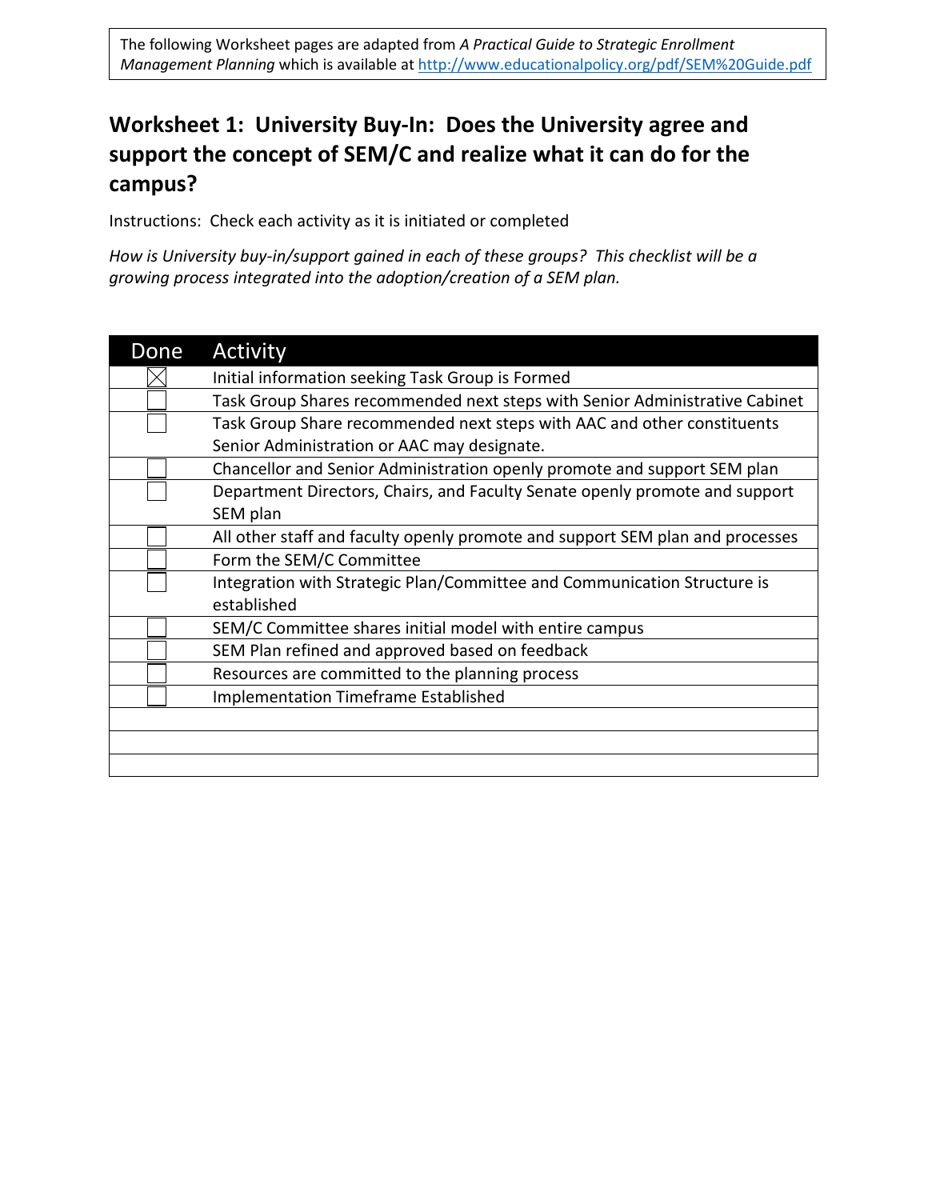The following Worksheet pages are adapted from *A Practical Guide to Strategic Enrollment Management Planning* which is available at http://www.educationalpolicy.org/pdf/SEM%20Guide.pdf

## Worksheet 1: University Buy-In: Does the University agree and support the concept of SEM/C and realize what it can do for the campus?

Instructions: Check each activity as it is initiated or completed

*How is University buy-in/support gained in each of these groups? This checklist will be a growing process integrated into the adoption/creation of a SEM plan.*

| Done | Activity |
|---|---|
| ☒ | Initial information seeking Task Group is Formed |
| ☐ | Task Group Shares recommended next steps with Senior Administrative Cabinet |
| ☐ | Task Group Share recommended next steps with AAC and other constituents Senior Administration or AAC may designate. |
| ☐ | Chancellor and Senior Administration openly promote and support SEM plan |
| ☐ | Department Directors, Chairs, and Faculty Senate openly promote and support SEM plan |
| ☐ | All other staff and faculty openly promote and support SEM plan and processes |
| ☐ | Form the SEM/C Committee |
| ☐ | Integration with Strategic Plan/Committee and Communication Structure is established |
| ☐ | SEM/C Committee shares initial model with entire campus |
| ☐ | SEM Plan refined and approved based on feedback |
| ☐ | Resources are committed to the planning process |
| ☐ | Implementation Timeframe Established |
| | |
| | |
| | |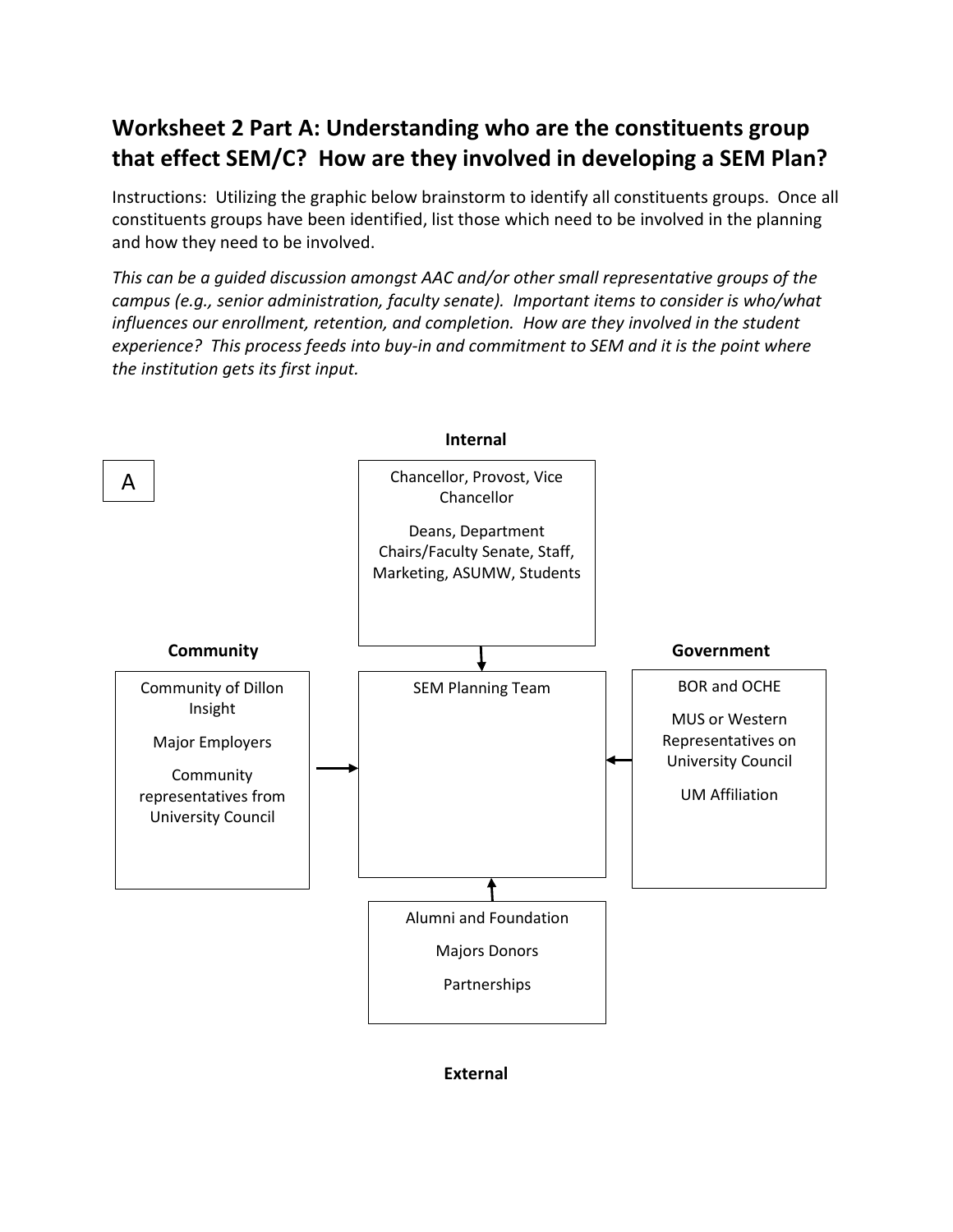## Worksheet 2 Part A: Understanding who are the constituents group that effect SEM/C? How are they involved in developing a SEM Plan?

Instructions: Utilizing the graphic below brainstorm to identify all constituents groups. Once all constituents groups have been identified, list those which need to be involved in the planning and how they need to be involved.

*This can be a guided discussion amongst AAC and/or other small representative groups of the campus (e.g., senior administration, faculty senate). Important items to consider is who/what influences our enrollment, retention, and completion. How are they involved in the student experience? This process feeds into buy-in and commitment to SEM and it is the point where the institution gets its first input.*

A

**Internal**

Chancellor, Provost, Vice Chancellor

Deans, Department Chairs/Faculty Senate, Staff, Marketing, ASUMW, Students

**Community**

Community of Dillon Insight

Major Employers

Community representatives from University Council

SEM Planning Team

**Government**

BOR and OCHE

MUS or Western Representatives on University Council

UM Affiliation

Alumni and Foundation

Majors Donors

Partnerships

**External**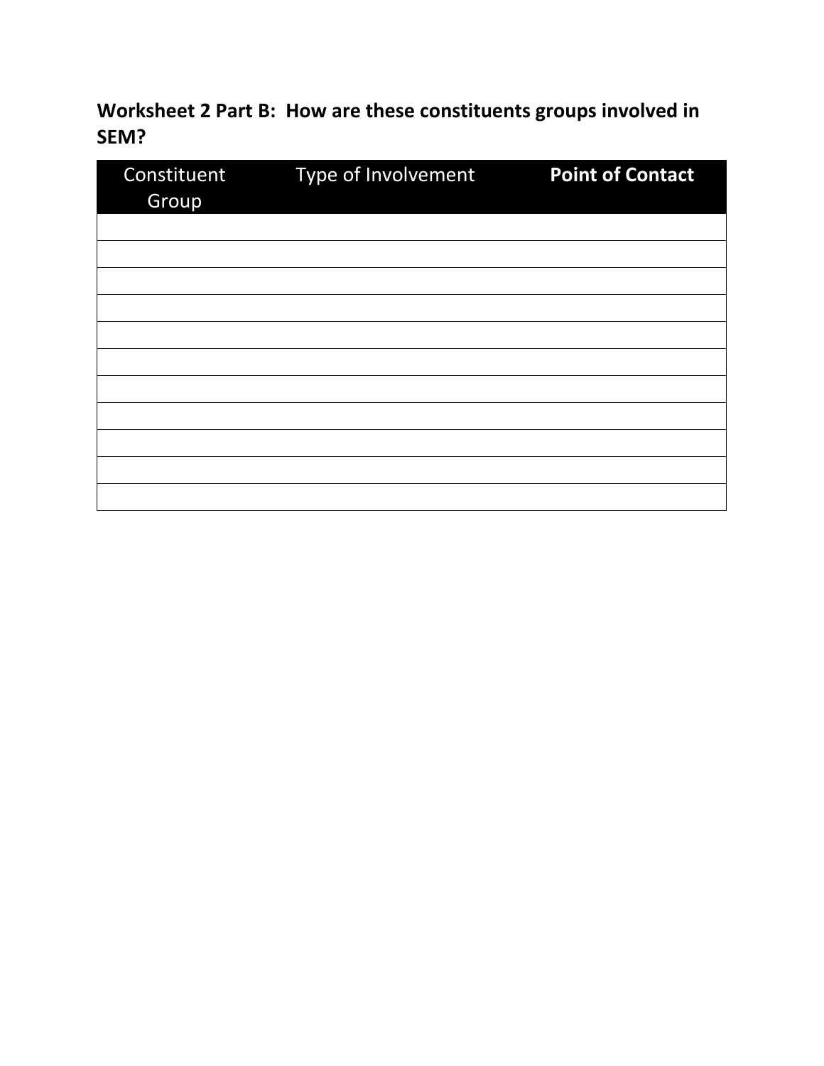## Worksheet 2 Part B: How are these constituents groups involved in SEM?

| Constituent Group | Type of Involvement | **Point of Contact** |
|---|---|---|
| | | |
| | | |
| | | |
| | | |
| | | |
| | | |
| | | |
| | | |
| | | |
| | | |
| | | |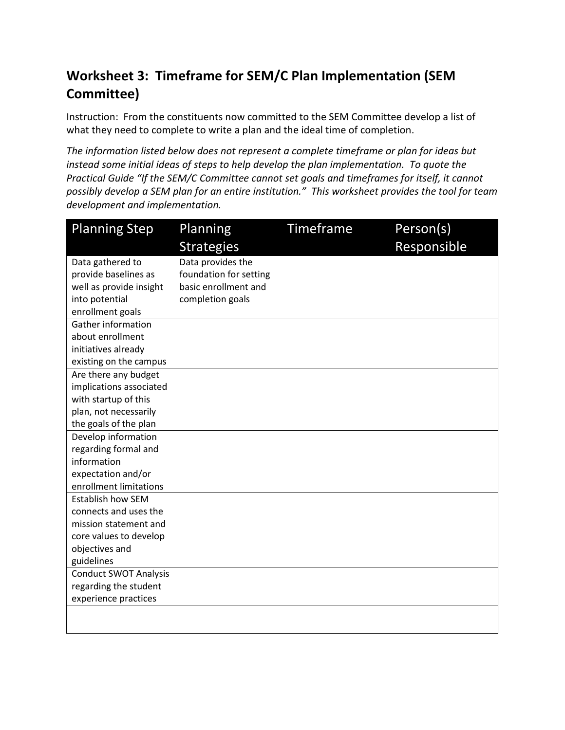## Worksheet 3: Timeframe for SEM/C Plan Implementation (SEM Committee)

Instruction: From the constituents now committed to the SEM Committee develop a list of what they need to complete to write a plan and the ideal time of completion.

*The information listed below does not represent a complete timeframe or plan for ideas but instead some initial ideas of steps to help develop the plan implementation. To quote the Practical Guide "If the SEM/C Committee cannot set goals and timeframes for itself, it cannot possibly develop a SEM plan for an entire institution." This worksheet provides the tool for team development and implementation.*

| Planning Step | Planning Strategies | Timeframe | Person(s) Responsible |
|---|---|---|---|
| Data gathered to provide baselines as well as provide insight into potential enrollment goals | Data provides the foundation for setting basic enrollment and completion goals | | |
| Gather information about enrollment initiatives already existing on the campus | | | |
| Are there any budget implications associated with startup of this plan, not necessarily the goals of the plan | | | |
| Develop information regarding formal and information expectation and/or enrollment limitations | | | |
| Establish how SEM connects and uses the mission statement and core values to develop objectives and guidelines | | | |
| Conduct SWOT Analysis regarding the student experience practices | | | |
| | | | |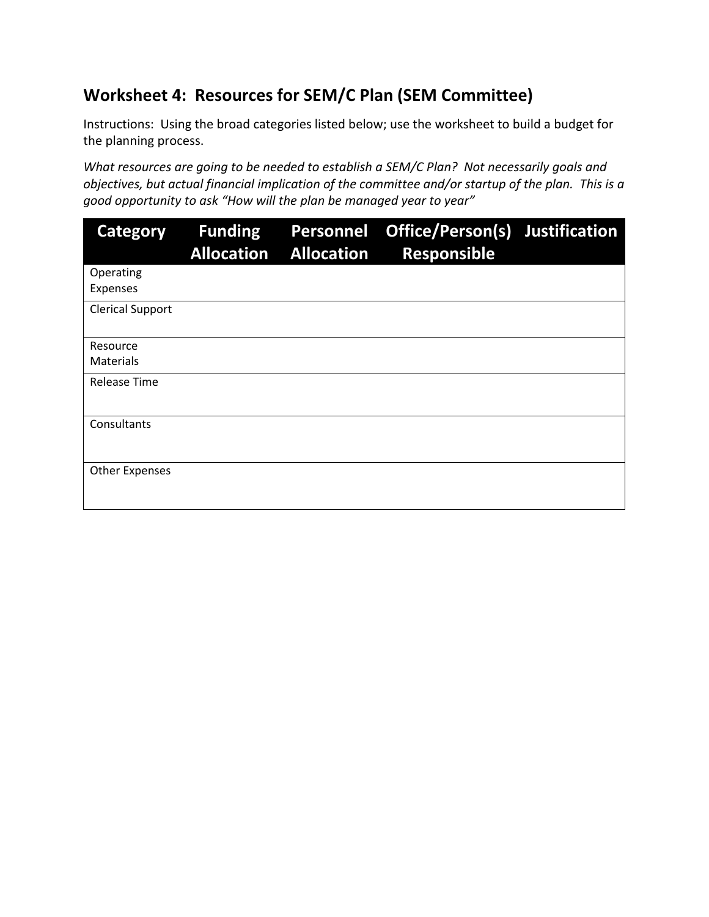## Worksheet 4: Resources for SEM/C Plan (SEM Committee)

Instructions: Using the broad categories listed below; use the worksheet to build a budget for the planning process.

*What resources are going to be needed to establish a SEM/C Plan? Not necessarily goals and objectives, but actual financial implication of the committee and/or startup of the plan. This is a good opportunity to ask "How will the plan be managed year to year"*

| Category | Funding Allocation | Personnel Allocation | Office/Person(s) Responsible | Justification |
|---|---|---|---|---|
| Operating Expenses | | | | |
| Clerical Support | | | | |
| Resource Materials | | | | |
| Release Time | | | | |
| Consultants | | | | |
| Other Expenses | | | | |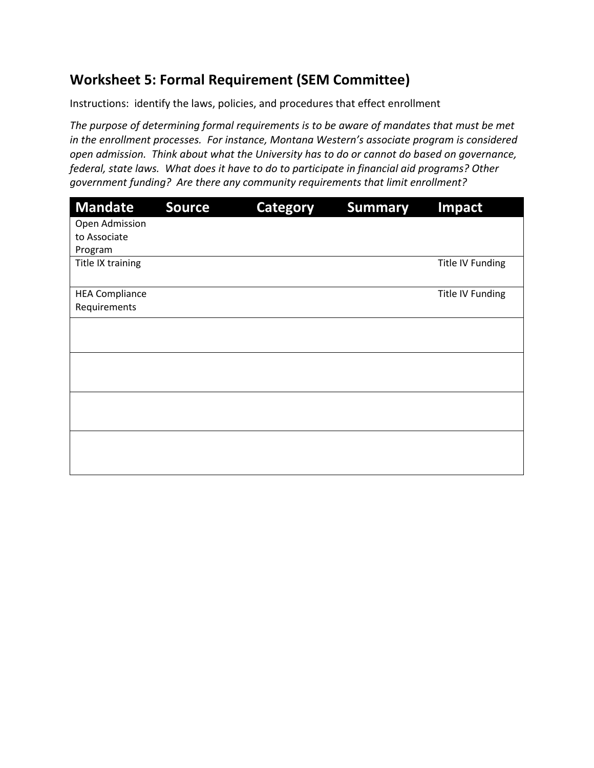## Worksheet 5: Formal Requirement (SEM Committee)

Instructions: identify the laws, policies, and procedures that effect enrollment

*The purpose of determining formal requirements is to be aware of mandates that must be met in the enrollment processes. For instance, Montana Western's associate program is considered open admission. Think about what the University has to do or cannot do based on governance, federal, state laws. What does it have to do to participate in financial aid programs? Other government funding? Are there any community requirements that limit enrollment?*

| Mandate | Source | Category | Summary | Impact |
|---|---|---|---|---|
| Open Admission to Associate Program | | | | |
| Title IX training | | | | Title IV Funding |
| HEA Compliance Requirements | | | | Title IV Funding |
| | | | | |
| | | | | |
| | | | | |
| | | | | |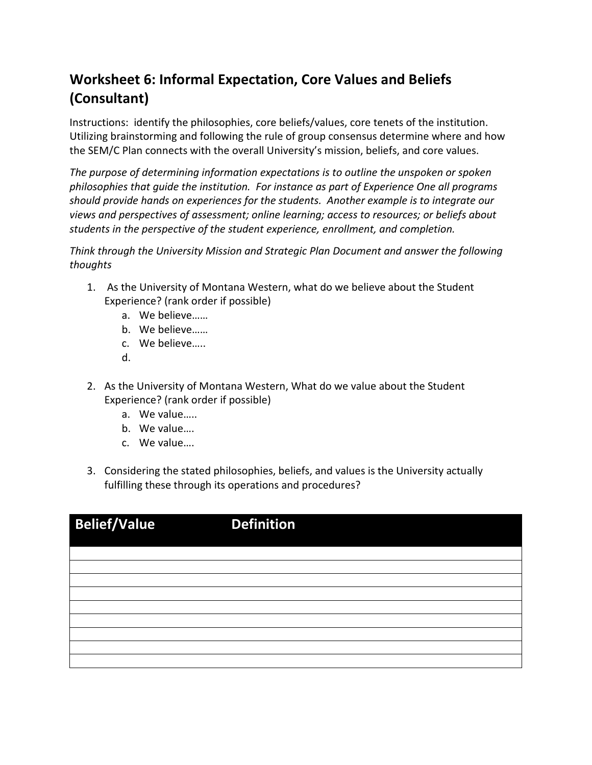## Worksheet 6: Informal Expectation, Core Values and Beliefs (Consultant)

Instructions: identify the philosophies, core beliefs/values, core tenets of the institution. Utilizing brainstorming and following the rule of group consensus determine where and how the SEM/C Plan connects with the overall University's mission, beliefs, and core values.

*The purpose of determining information expectations is to outline the unspoken or spoken philosophies that guide the institution. For instance as part of Experience One all programs should provide hands on experiences for the students. Another example is to integrate our views and perspectives of assessment; online learning; access to resources; or beliefs about students in the perspective of the student experience, enrollment, and completion.*

*Think through the University Mission and Strategic Plan Document and answer the following thoughts*

1. As the University of Montana Western, what do we believe about the Student Experience? (rank order if possible)
   a. We believe……
   b. We believe……
   c. We believe…..
   d.
2. As the University of Montana Western, What do we value about the Student Experience? (rank order if possible)
   a. We value…..
   b. We value….
   c. We value….
3. Considering the stated philosophies, beliefs, and values is the University actually fulfilling these through its operations and procedures?

| Belief/Value | Definition |
|---|---|
| | |
| | |
| | |
| | |
| | |
| | |
| | |
| | |
| | |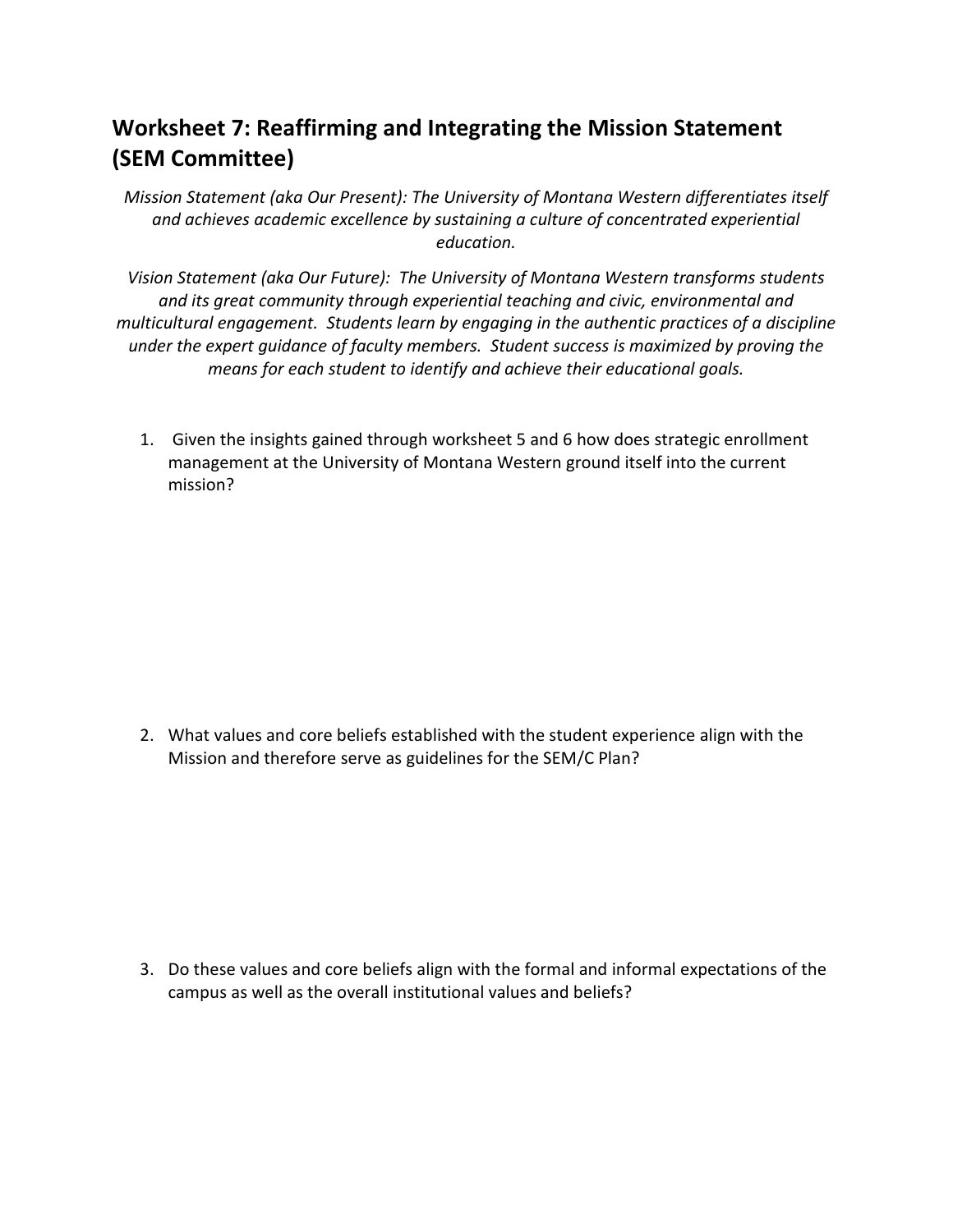## Worksheet 7: Reaffirming and Integrating the Mission Statement (SEM Committee)

*Mission Statement (aka Our Present): The University of Montana Western differentiates itself and achieves academic excellence by sustaining a culture of concentrated experiential education.*

*Vision Statement (aka Our Future): The University of Montana Western transforms students and its great community through experiential teaching and civic, environmental and multicultural engagement. Students learn by engaging in the authentic practices of a discipline under the expert guidance of faculty members. Student success is maximized by proving the means for each student to identify and achieve their educational goals.*

1. Given the insights gained through worksheet 5 and 6 how does strategic enrollment management at the University of Montana Western ground itself into the current mission?

2. What values and core beliefs established with the student experience align with the Mission and therefore serve as guidelines for the SEM/C Plan?

3. Do these values and core beliefs align with the formal and informal expectations of the campus as well as the overall institutional values and beliefs?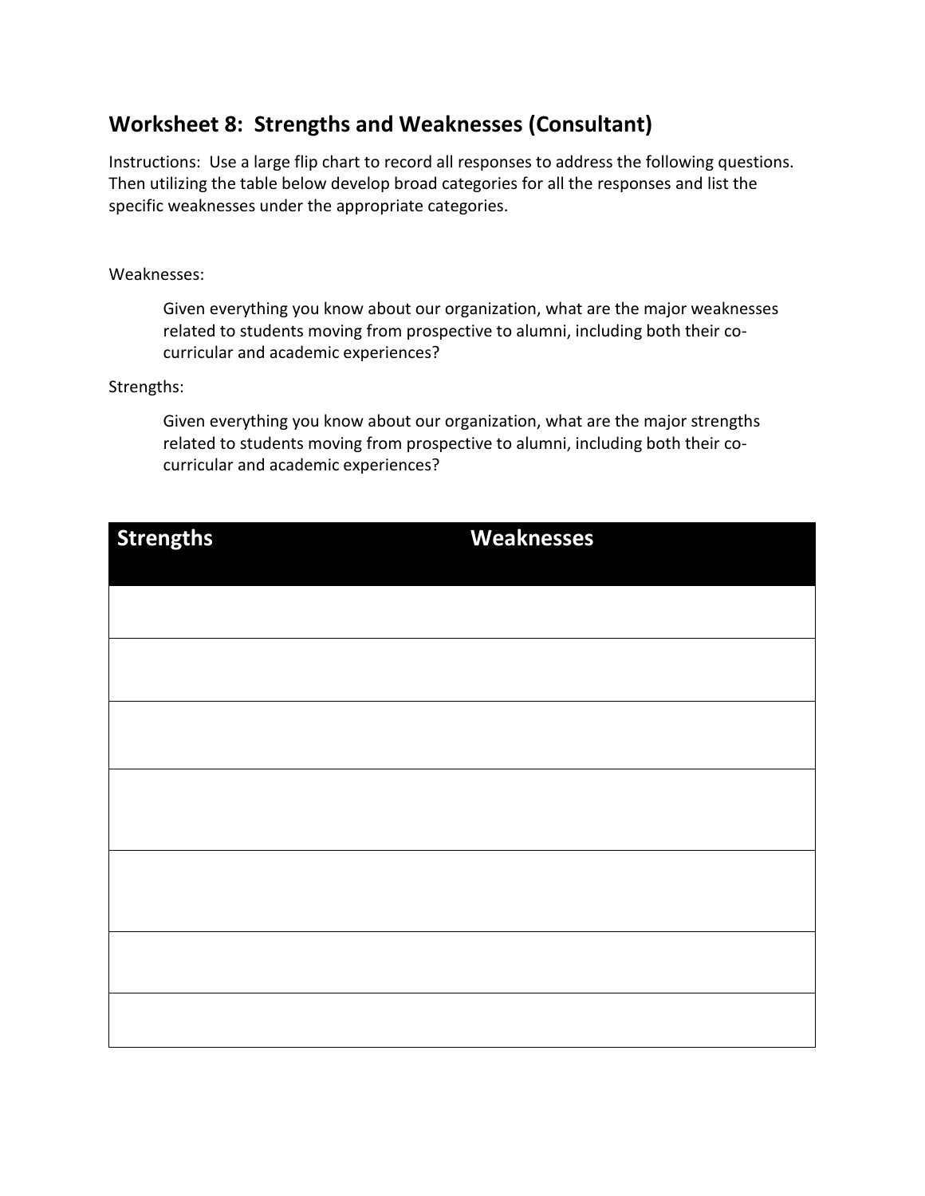## Worksheet 8: Strengths and Weaknesses (Consultant)

Instructions: Use a large flip chart to record all responses to address the following questions. Then utilizing the table below develop broad categories for all the responses and list the specific weaknesses under the appropriate categories.

Weaknesses:

> Given everything you know about our organization, what are the major weaknesses related to students moving from prospective to alumni, including both their co-curricular and academic experiences?

Strengths:

> Given everything you know about our organization, what are the major strengths related to students moving from prospective to alumni, including both their co-curricular and academic experiences?

| Strengths | Weaknesses |
|---|---|
| | |
| | |
| | |
| | |
| | |
| | |
| | |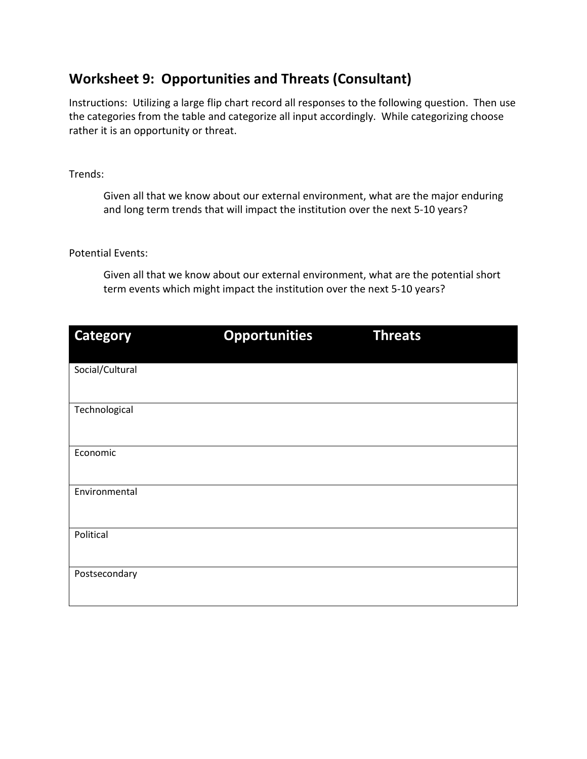## Worksheet 9: Opportunities and Threats (Consultant)

Instructions: Utilizing a large flip chart record all responses to the following question. Then use the categories from the table and categorize all input accordingly. While categorizing choose rather it is an opportunity or threat.

Trends:

> Given all that we know about our external environment, what are the major enduring and long term trends that will impact the institution over the next 5-10 years?

Potential Events:

> Given all that we know about our external environment, what are the potential short term events which might impact the institution over the next 5-10 years?

| Category | Opportunities | Threats |
|---|---|---|
| Social/Cultural | | |
| Technological | | |
| Economic | | |
| Environmental | | |
| Political | | |
| Postsecondary | | |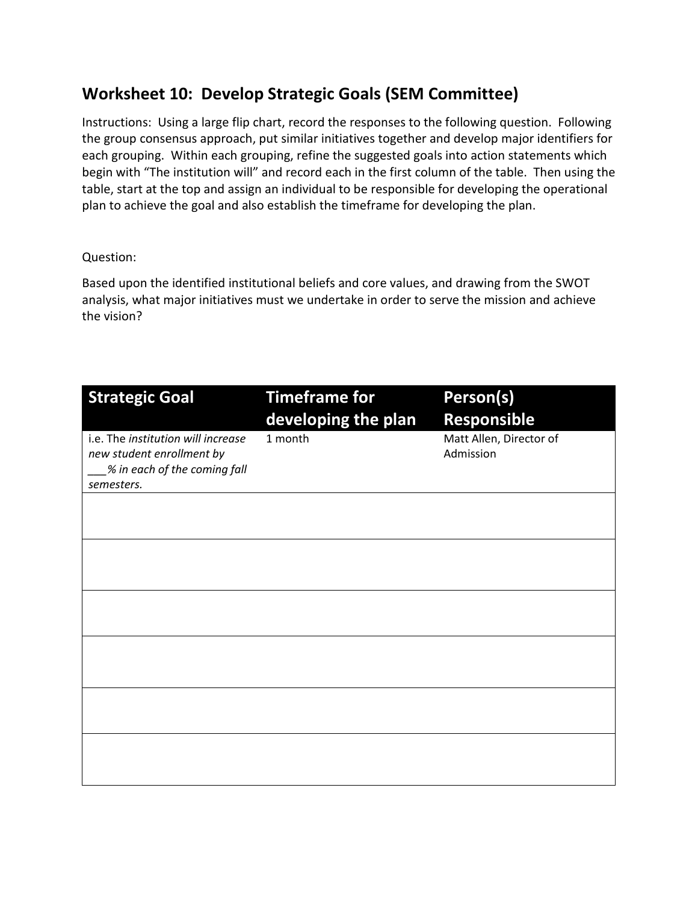## Worksheet 10: Develop Strategic Goals (SEM Committee)

Instructions: Using a large flip chart, record the responses to the following question. Following the group consensus approach, put similar initiatives together and develop major identifiers for each grouping. Within each grouping, refine the suggested goals into action statements which begin with "The institution will" and record each in the first column of the table. Then using the table, start at the top and assign an individual to be responsible for developing the operational plan to achieve the goal and also establish the timeframe for developing the plan.

Question:

Based upon the identified institutional beliefs and core values, and drawing from the SWOT analysis, what major initiatives must we undertake in order to serve the mission and achieve the vision?

| Strategic Goal | Timeframe for developing the plan | Person(s) Responsible |
|---|---|---|
| i.e. The *institution will increase new student enrollment by ___% in each of the coming fall semesters.* | 1 month | Matt Allen, Director of Admission |
| | | |
| | | |
| | | |
| | | |
| | | |
| | | |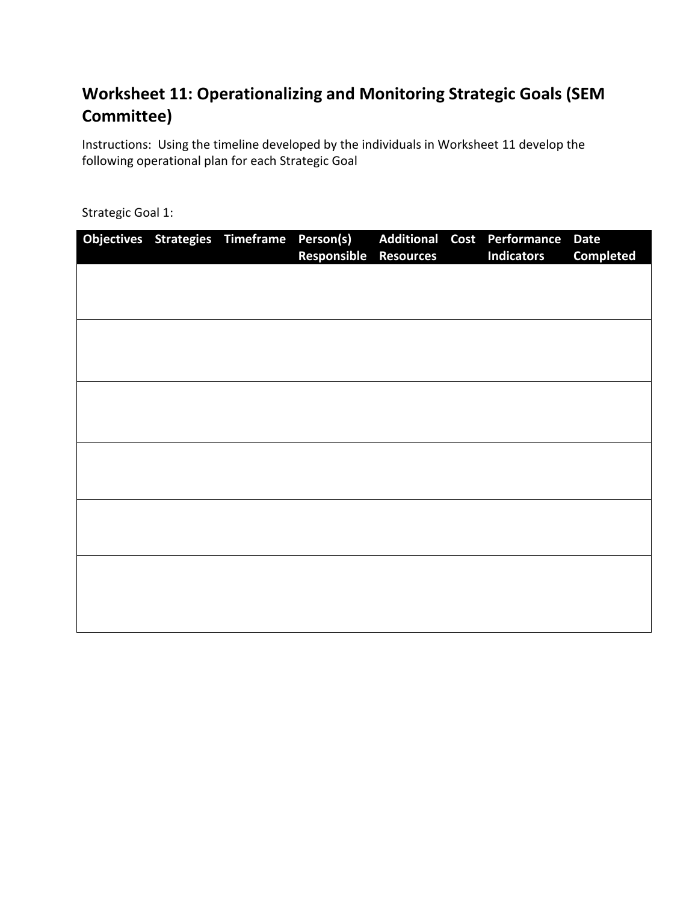## Worksheet 11: Operationalizing and Monitoring Strategic Goals (SEM Committee)

Instructions: Using the timeline developed by the individuals in Worksheet 11 develop the following operational plan for each Strategic Goal

Strategic Goal 1:

| Objectives | Strategies | Timeframe | Person(s) Responsible | Additional Resources | Cost | Performance Indicators | Date Completed |
|---|---|---|---|---|---|---|---|
| | | | | | | | |
| | | | | | | | |
| | | | | | | | |
| | | | | | | | |
| | | | | | | | |
| | | | | | | | |